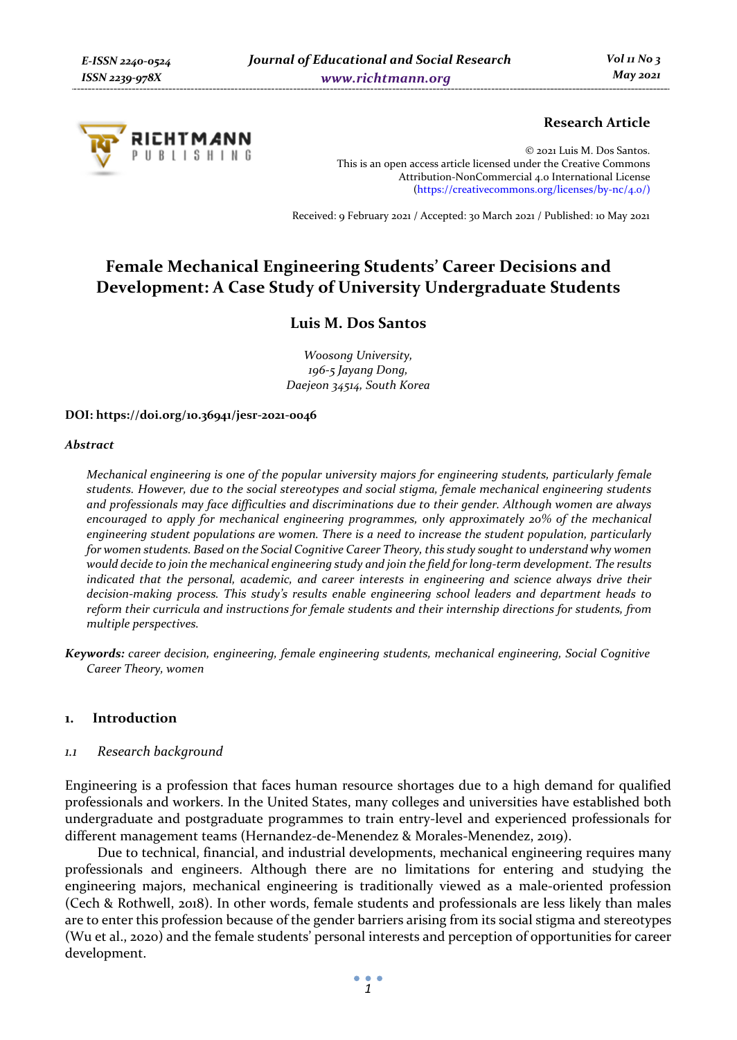**Research Article**

© 2021 Luis M. Dos Santos.
This is an open access article licensed under the Creative Commons Attribution-NonCommercial 4.0 International License (https://creativecommons.org/licenses/by-nc/4.0/)

Received: 9 February 2021 / Accepted: 30 March 2021 / Published: 10 May 2021

# Female Mechanical Engineering Students' Career Decisions and Development: A Case Study of University Undergraduate Students

**Luis M. Dos Santos**

*Woosong University,*
*196-5 Jayang Dong,*
*Daejeon 34514, South Korea*

**DOI: https://doi.org/10.36941/jesr-2021-0046**

***Abstract***

*Mechanical engineering is one of the popular university majors for engineering students, particularly female students. However, due to the social stereotypes and social stigma, female mechanical engineering students and professionals may face difficulties and discriminations due to their gender. Although women are always encouraged to apply for mechanical engineering programmes, only approximately 20% of the mechanical engineering student populations are women. There is a need to increase the student population, particularly for women students. Based on the Social Cognitive Career Theory, this study sought to understand why women would decide to join the mechanical engineering study and join the field for long-term development. The results indicated that the personal, academic, and career interests in engineering and science always drive their decision-making process. This study's results enable engineering school leaders and department heads to reform their curricula and instructions for female students and their internship directions for students, from multiple perspectives.*

**Keywords:** *career decision, engineering, female engineering students, mechanical engineering, Social Cognitive Career Theory, women*

## 1. Introduction

### *1.1 Research background*

Engineering is a profession that faces human resource shortages due to a high demand for qualified professionals and workers. In the United States, many colleges and universities have established both undergraduate and postgraduate programmes to train entry-level and experienced professionals for different management teams (Hernandez-de-Menendez & Morales-Menendez, 2019).

Due to technical, financial, and industrial developments, mechanical engineering requires many professionals and engineers. Although there are no limitations for entering and studying the engineering majors, mechanical engineering is traditionally viewed as a male-oriented profession (Cech & Rothwell, 2018). In other words, female students and professionals are less likely than males are to enter this profession because of the gender barriers arising from its social stigma and stereotypes (Wu et al., 2020) and the female students' personal interests and perception of opportunities for career development.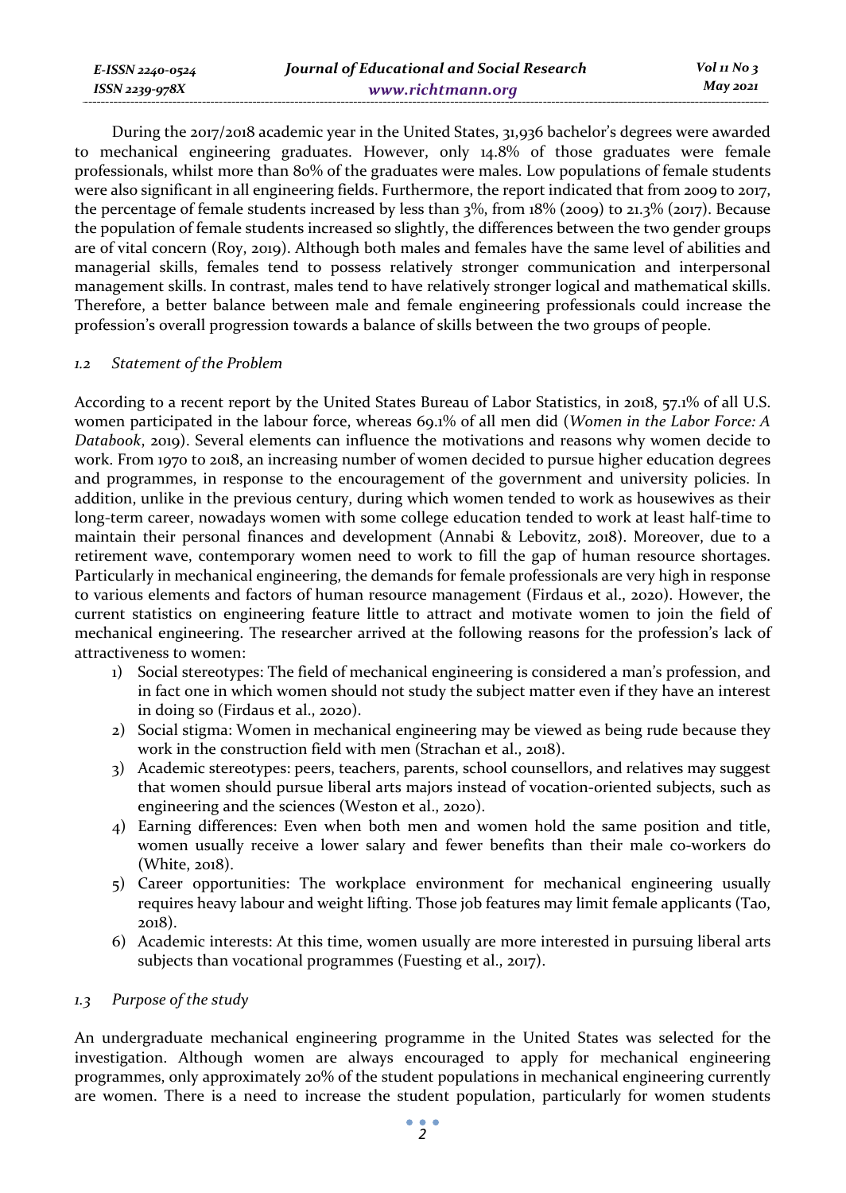During the 2017/2018 academic year in the United States, 31,936 bachelor's degrees were awarded to mechanical engineering graduates. However, only 14.8% of those graduates were female professionals, whilst more than 80% of the graduates were males. Low populations of female students were also significant in all engineering fields. Furthermore, the report indicated that from 2009 to 2017, the percentage of female students increased by less than 3%, from 18% (2009) to 21.3% (2017). Because the population of female students increased so slightly, the differences between the two gender groups are of vital concern (Roy, 2019). Although both males and females have the same level of abilities and managerial skills, females tend to possess relatively stronger communication and interpersonal management skills. In contrast, males tend to have relatively stronger logical and mathematical skills. Therefore, a better balance between male and female engineering professionals could increase the profession's overall progression towards a balance of skills between the two groups of people.

### *1.2 Statement of the Problem*

According to a recent report by the United States Bureau of Labor Statistics, in 2018, 57.1% of all U.S. women participated in the labour force, whereas 69.1% of all men did (*Women in the Labor Force: A Databook*, 2019). Several elements can influence the motivations and reasons why women decide to work. From 1970 to 2018, an increasing number of women decided to pursue higher education degrees and programmes, in response to the encouragement of the government and university policies. In addition, unlike in the previous century, during which women tended to work as housewives as their long-term career, nowadays women with some college education tended to work at least half-time to maintain their personal finances and development (Annabi & Lebovitz, 2018). Moreover, due to a retirement wave, contemporary women need to work to fill the gap of human resource shortages. Particularly in mechanical engineering, the demands for female professionals are very high in response to various elements and factors of human resource management (Firdaus et al., 2020). However, the current statistics on engineering feature little to attract and motivate women to join the field of mechanical engineering. The researcher arrived at the following reasons for the profession's lack of attractiveness to women:

1) Social stereotypes: The field of mechanical engineering is considered a man's profession, and in fact one in which women should not study the subject matter even if they have an interest in doing so (Firdaus et al., 2020).
2) Social stigma: Women in mechanical engineering may be viewed as being rude because they work in the construction field with men (Strachan et al., 2018).
3) Academic stereotypes: peers, teachers, parents, school counsellors, and relatives may suggest that women should pursue liberal arts majors instead of vocation-oriented subjects, such as engineering and the sciences (Weston et al., 2020).
4) Earning differences: Even when both men and women hold the same position and title, women usually receive a lower salary and fewer benefits than their male co-workers do (White, 2018).
5) Career opportunities: The workplace environment for mechanical engineering usually requires heavy labour and weight lifting. Those job features may limit female applicants (Tao, 2018).
6) Academic interests: At this time, women usually are more interested in pursuing liberal arts subjects than vocational programmes (Fuesting et al., 2017).

### *1.3 Purpose of the study*

An undergraduate mechanical engineering programme in the United States was selected for the investigation. Although women are always encouraged to apply for mechanical engineering programmes, only approximately 20% of the student populations in mechanical engineering currently are women. There is a need to increase the student population, particularly for women students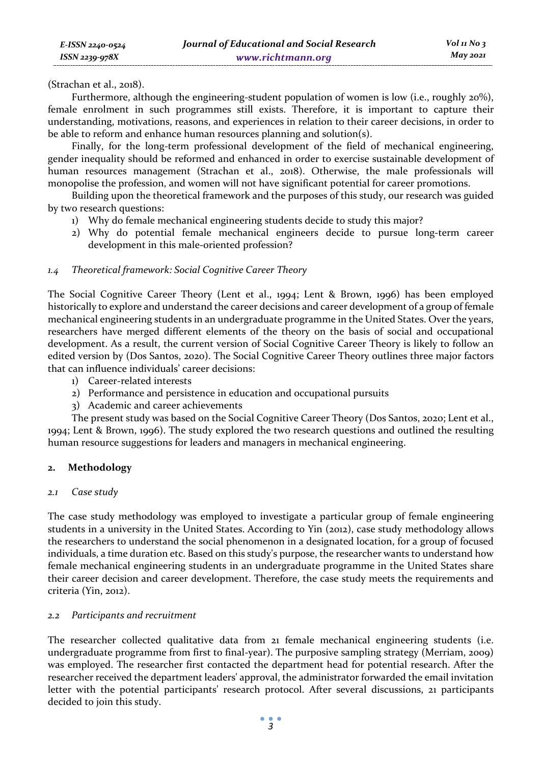(Strachan et al., 2018).

Furthermore, although the engineering-student population of women is low (i.e., roughly 20%), female enrolment in such programmes still exists. Therefore, it is important to capture their understanding, motivations, reasons, and experiences in relation to their career decisions, in order to be able to reform and enhance human resources planning and solution(s).

Finally, for the long-term professional development of the field of mechanical engineering, gender inequality should be reformed and enhanced in order to exercise sustainable development of human resources management (Strachan et al., 2018). Otherwise, the male professionals will monopolise the profession, and women will not have significant potential for career promotions.

Building upon the theoretical framework and the purposes of this study, our research was guided by two research questions:

1) Why do female mechanical engineering students decide to study this major?
2) Why do potential female mechanical engineers decide to pursue long-term career development in this male-oriented profession?

### *1.4 Theoretical framework: Social Cognitive Career Theory*

The Social Cognitive Career Theory (Lent et al., 1994; Lent & Brown, 1996) has been employed historically to explore and understand the career decisions and career development of a group of female mechanical engineering students in an undergraduate programme in the United States. Over the years, researchers have merged different elements of the theory on the basis of social and occupational development. As a result, the current version of Social Cognitive Career Theory is likely to follow an edited version by (Dos Santos, 2020). The Social Cognitive Career Theory outlines three major factors that can influence individuals' career decisions:

1) Career-related interests
2) Performance and persistence in education and occupational pursuits
3) Academic and career achievements

The present study was based on the Social Cognitive Career Theory (Dos Santos, 2020; Lent et al., 1994; Lent & Brown, 1996). The study explored the two research questions and outlined the resulting human resource suggestions for leaders and managers in mechanical engineering.

## 2. Methodology

### *2.1 Case study*

The case study methodology was employed to investigate a particular group of female engineering students in a university in the United States. According to Yin (2012), case study methodology allows the researchers to understand the social phenomenon in a designated location, for a group of focused individuals, a time duration etc. Based on this study's purpose, the researcher wants to understand how female mechanical engineering students in an undergraduate programme in the United States share their career decision and career development. Therefore, the case study meets the requirements and criteria (Yin, 2012).

### *2.2 Participants and recruitment*

The researcher collected qualitative data from 21 female mechanical engineering students (i.e. undergraduate programme from first to final-year). The purposive sampling strategy (Merriam, 2009) was employed. The researcher first contacted the department head for potential research. After the researcher received the department leaders' approval, the administrator forwarded the email invitation letter with the potential participants' research protocol. After several discussions, 21 participants decided to join this study.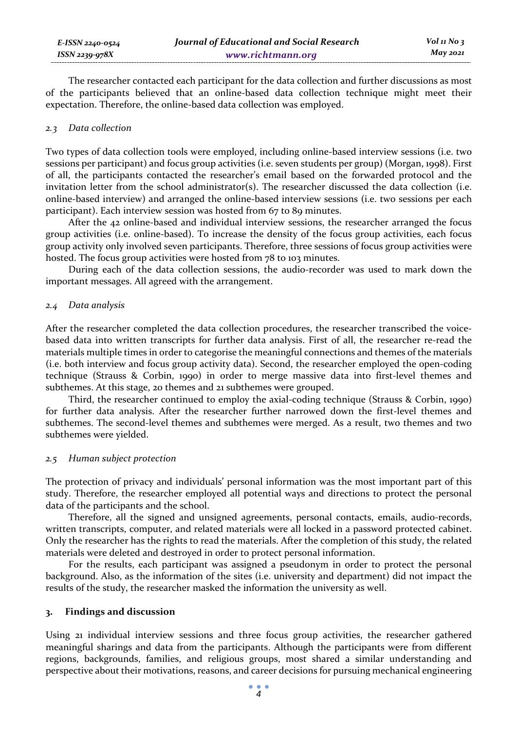The researcher contacted each participant for the data collection and further discussions as most of the participants believed that an online-based data collection technique might meet their expectation. Therefore, the online-based data collection was employed.

### *2.3 Data collection*

Two types of data collection tools were employed, including online-based interview sessions (i.e. two sessions per participant) and focus group activities (i.e. seven students per group) (Morgan, 1998). First of all, the participants contacted the researcher's email based on the forwarded protocol and the invitation letter from the school administrator(s). The researcher discussed the data collection (i.e. online-based interview) and arranged the online-based interview sessions (i.e. two sessions per each participant). Each interview session was hosted from 67 to 89 minutes.

After the 42 online-based and individual interview sessions, the researcher arranged the focus group activities (i.e. online-based). To increase the density of the focus group activities, each focus group activity only involved seven participants. Therefore, three sessions of focus group activities were hosted. The focus group activities were hosted from 78 to 103 minutes.

During each of the data collection sessions, the audio-recorder was used to mark down the important messages. All agreed with the arrangement.

### *2.4 Data analysis*

After the researcher completed the data collection procedures, the researcher transcribed the voice-based data into written transcripts for further data analysis. First of all, the researcher re-read the materials multiple times in order to categorise the meaningful connections and themes of the materials (i.e. both interview and focus group activity data). Second, the researcher employed the open-coding technique (Strauss & Corbin, 1990) in order to merge massive data into first-level themes and subthemes. At this stage, 20 themes and 21 subthemes were grouped.

Third, the researcher continued to employ the axial-coding technique (Strauss & Corbin, 1990) for further data analysis. After the researcher further narrowed down the first-level themes and subthemes. The second-level themes and subthemes were merged. As a result, two themes and two subthemes were yielded.

### *2.5 Human subject protection*

The protection of privacy and individuals' personal information was the most important part of this study. Therefore, the researcher employed all potential ways and directions to protect the personal data of the participants and the school.

Therefore, all the signed and unsigned agreements, personal contacts, emails, audio-records, written transcripts, computer, and related materials were all locked in a password protected cabinet. Only the researcher has the rights to read the materials. After the completion of this study, the related materials were deleted and destroyed in order to protect personal information.

For the results, each participant was assigned a pseudonym in order to protect the personal background. Also, as the information of the sites (i.e. university and department) did not impact the results of the study, the researcher masked the information the university as well.

## 3. Findings and discussion

Using 21 individual interview sessions and three focus group activities, the researcher gathered meaningful sharings and data from the participants. Although the participants were from different regions, backgrounds, families, and religious groups, most shared a similar understanding and perspective about their motivations, reasons, and career decisions for pursuing mechanical engineering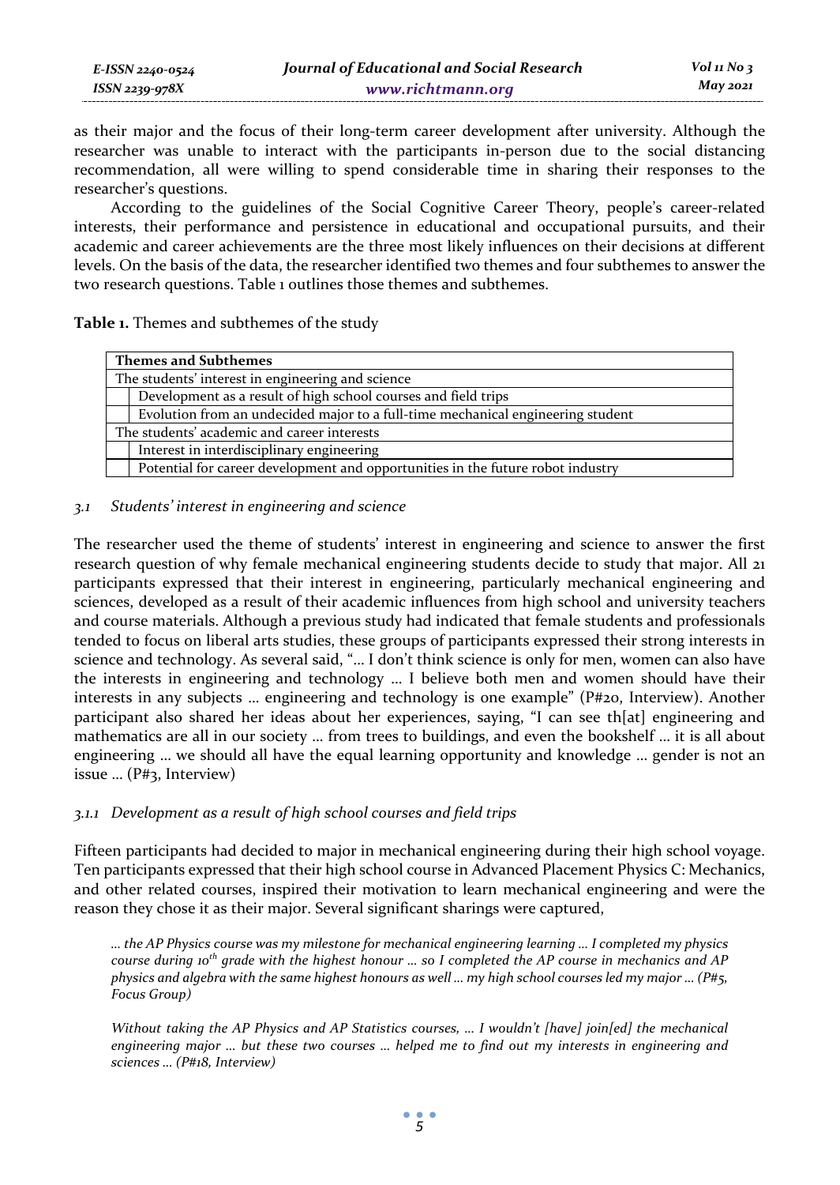as their major and the focus of their long-term career development after university. Although the researcher was unable to interact with the participants in-person due to the social distancing recommendation, all were willing to spend considerable time in sharing their responses to the researcher's questions.

According to the guidelines of the Social Cognitive Career Theory, people's career-related interests, their performance and persistence in educational and occupational pursuits, and their academic and career achievements are the three most likely influences on their decisions at different levels. On the basis of the data, the researcher identified two themes and four subthemes to answer the two research questions. Table 1 outlines those themes and subthemes.

**Table 1.** Themes and subthemes of the study

| **Themes and Subthemes** | |
|---|---|
| The students' interest in engineering and science | |
| | Development as a result of high school courses and field trips |
| | Evolution from an undecided major to a full-time mechanical engineering student |
| The students' academic and career interests | |
| | Interest in interdisciplinary engineering |
| | Potential for career development and opportunities in the future robot industry |

### *3.1 Students' interest in engineering and science*

The researcher used the theme of students' interest in engineering and science to answer the first research question of why female mechanical engineering students decide to study that major. All 21 participants expressed that their interest in engineering, particularly mechanical engineering and sciences, developed as a result of their academic influences from high school and university teachers and course materials. Although a previous study had indicated that female students and professionals tended to focus on liberal arts studies, these groups of participants expressed their strong interests in science and technology. As several said, "… I don't think science is only for men, women can also have the interests in engineering and technology … I believe both men and women should have their interests in any subjects … engineering and technology is one example" (P#20, Interview). Another participant also shared her ideas about her experiences, saying, "I can see th[at] engineering and mathematics are all in our society … from trees to buildings, and even the bookshelf … it is all about engineering … we should all have the equal learning opportunity and knowledge … gender is not an issue … (P#3, Interview)

#### *3.1.1 Development as a result of high school courses and field trips*

Fifteen participants had decided to major in mechanical engineering during their high school voyage. Ten participants expressed that their high school course in Advanced Placement Physics C: Mechanics, and other related courses, inspired their motivation to learn mechanical engineering and were the reason they chose it as their major. Several significant sharings were captured,

> *… the AP Physics course was my milestone for mechanical engineering learning … I completed my physics course during 10th grade with the highest honour … so I completed the AP course in mechanics and AP physics and algebra with the same highest honours as well … my high school courses led my major … (P#5, Focus Group)*

> *Without taking the AP Physics and AP Statistics courses, … I wouldn't [have] join[ed] the mechanical engineering major … but these two courses … helped me to find out my interests in engineering and sciences … (P#18, Interview)*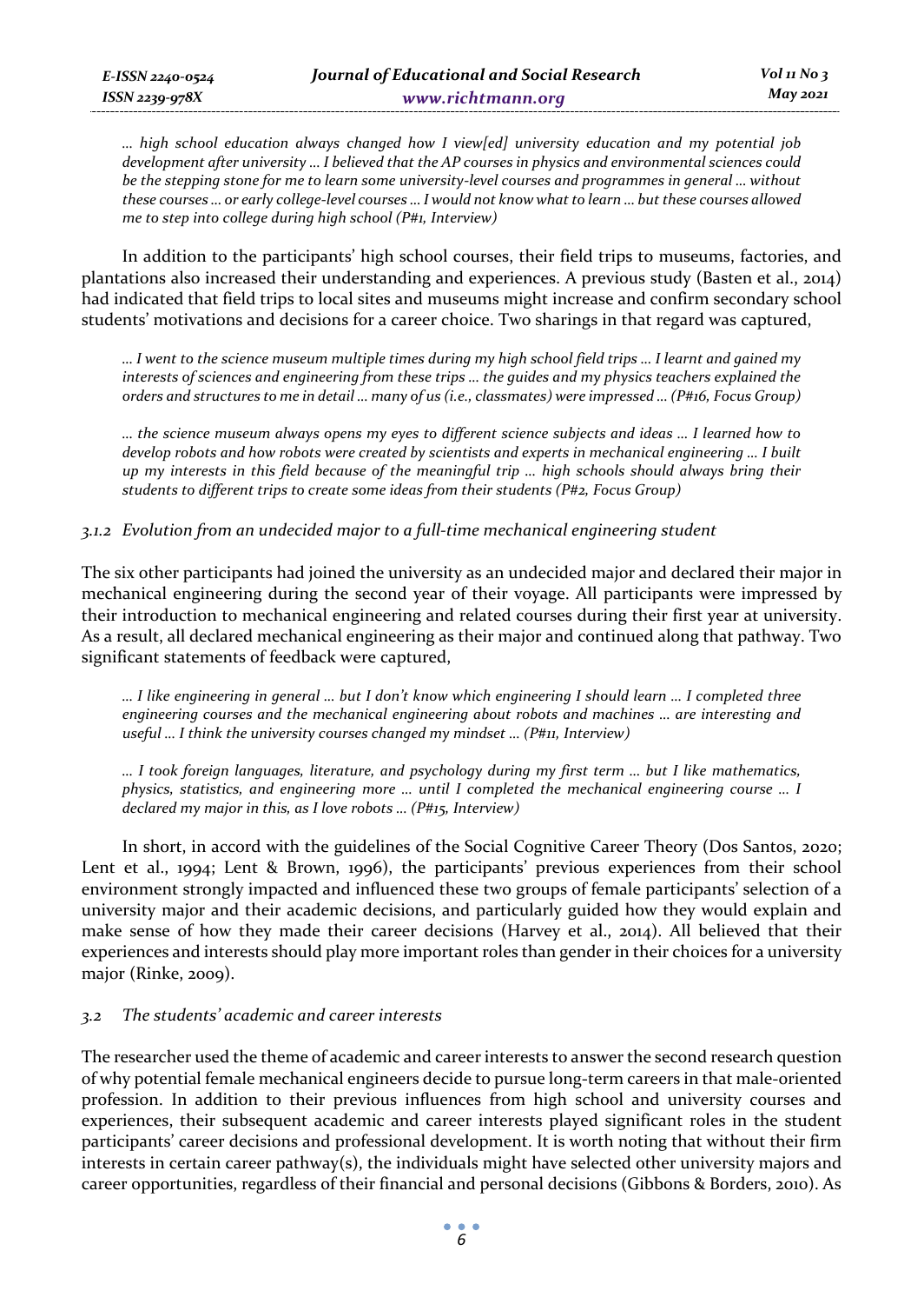*… high school education always changed how I view[ed] university education and my potential job development after university … I believed that the AP courses in physics and environmental sciences could be the stepping stone for me to learn some university-level courses and programmes in general … without these courses … or early college-level courses … I would not know what to learn … but these courses allowed me to step into college during high school (P#1, Interview)*

In addition to the participants' high school courses, their field trips to museums, factories, and plantations also increased their understanding and experiences. A previous study (Basten et al., 2014) had indicated that field trips to local sites and museums might increase and confirm secondary school students' motivations and decisions for a career choice. Two sharings in that regard was captured,

*… I went to the science museum multiple times during my high school field trips … I learnt and gained my interests of sciences and engineering from these trips … the guides and my physics teachers explained the orders and structures to me in detail … many of us (i.e., classmates) were impressed … (P#16, Focus Group)*

*… the science museum always opens my eyes to different science subjects and ideas … I learned how to develop robots and how robots were created by scientists and experts in mechanical engineering … I built up my interests in this field because of the meaningful trip … high schools should always bring their students to different trips to create some ideas from their students (P#2, Focus Group)*

### *3.1.2 Evolution from an undecided major to a full-time mechanical engineering student*

The six other participants had joined the university as an undecided major and declared their major in mechanical engineering during the second year of their voyage. All participants were impressed by their introduction to mechanical engineering and related courses during their first year at university. As a result, all declared mechanical engineering as their major and continued along that pathway. Two significant statements of feedback were captured,

*… I like engineering in general … but I don't know which engineering I should learn … I completed three engineering courses and the mechanical engineering about robots and machines … are interesting and useful … I think the university courses changed my mindset … (P#11, Interview)*

*… I took foreign languages, literature, and psychology during my first term … but I like mathematics, physics, statistics, and engineering more … until I completed the mechanical engineering course … I declared my major in this, as I love robots … (P#15, Interview)*

In short, in accord with the guidelines of the Social Cognitive Career Theory (Dos Santos, 2020; Lent et al., 1994; Lent & Brown, 1996), the participants' previous experiences from their school environment strongly impacted and influenced these two groups of female participants' selection of a university major and their academic decisions, and particularly guided how they would explain and make sense of how they made their career decisions (Harvey et al., 2014). All believed that their experiences and interests should play more important roles than gender in their choices for a university major (Rinke, 2009).

## *3.2 The students' academic and career interests*

The researcher used the theme of academic and career interests to answer the second research question of why potential female mechanical engineers decide to pursue long-term careers in that male-oriented profession. In addition to their previous influences from high school and university courses and experiences, their subsequent academic and career interests played significant roles in the student participants' career decisions and professional development. It is worth noting that without their firm interests in certain career pathway(s), the individuals might have selected other university majors and career opportunities, regardless of their financial and personal decisions (Gibbons & Borders, 2010). As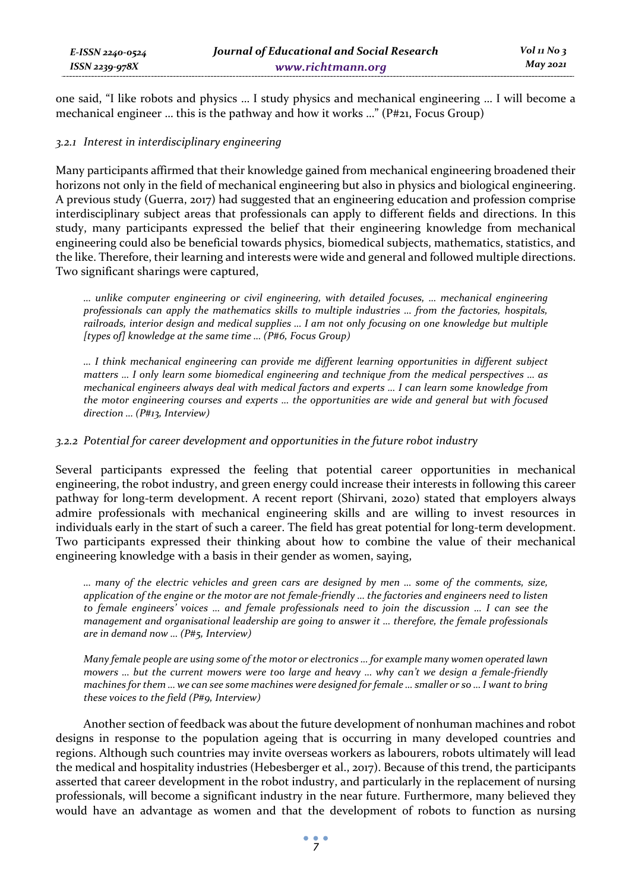one said, "I like robots and physics … I study physics and mechanical engineering … I will become a mechanical engineer … this is the pathway and how it works …" (P#21, Focus Group)

#### *3.2.1 Interest in interdisciplinary engineering*

Many participants affirmed that their knowledge gained from mechanical engineering broadened their horizons not only in the field of mechanical engineering but also in physics and biological engineering. A previous study (Guerra, 2017) had suggested that an engineering education and profession comprise interdisciplinary subject areas that professionals can apply to different fields and directions. In this study, many participants expressed the belief that their engineering knowledge from mechanical engineering could also be beneficial towards physics, biomedical subjects, mathematics, statistics, and the like. Therefore, their learning and interests were wide and general and followed multiple directions. Two significant sharings were captured,

> *… unlike computer engineering or civil engineering, with detailed focuses, … mechanical engineering professionals can apply the mathematics skills to multiple industries … from the factories, hospitals, railroads, interior design and medical supplies … I am not only focusing on one knowledge but multiple [types of] knowledge at the same time … (P#6, Focus Group)*

> *… I think mechanical engineering can provide me different learning opportunities in different subject matters … I only learn some biomedical engineering and technique from the medical perspectives … as mechanical engineers always deal with medical factors and experts … I can learn some knowledge from the motor engineering courses and experts … the opportunities are wide and general but with focused direction … (P#13, Interview)*

#### *3.2.2 Potential for career development and opportunities in the future robot industry*

Several participants expressed the feeling that potential career opportunities in mechanical engineering, the robot industry, and green energy could increase their interests in following this career pathway for long-term development. A recent report (Shirvani, 2020) stated that employers always admire professionals with mechanical engineering skills and are willing to invest resources in individuals early in the start of such a career. The field has great potential for long-term development. Two participants expressed their thinking about how to combine the value of their mechanical engineering knowledge with a basis in their gender as women, saying,

> *… many of the electric vehicles and green cars are designed by men … some of the comments, size, application of the engine or the motor are not female-friendly … the factories and engineers need to listen to female engineers' voices … and female professionals need to join the discussion … I can see the management and organisational leadership are going to answer it … therefore, the female professionals are in demand now … (P#5, Interview)*

> *Many female people are using some of the motor or electronics … for example many women operated lawn mowers … but the current mowers were too large and heavy … why can't we design a female-friendly machines for them … we can see some machines were designed for female … smaller or so … I want to bring these voices to the field (P#9, Interview)*

Another section of feedback was about the future development of nonhuman machines and robot designs in response to the population ageing that is occurring in many developed countries and regions. Although such countries may invite overseas workers as labourers, robots ultimately will lead the medical and hospitality industries (Hebesberger et al., 2017). Because of this trend, the participants asserted that career development in the robot industry, and particularly in the replacement of nursing professionals, will become a significant industry in the near future. Furthermore, many believed they would have an advantage as women and that the development of robots to function as nursing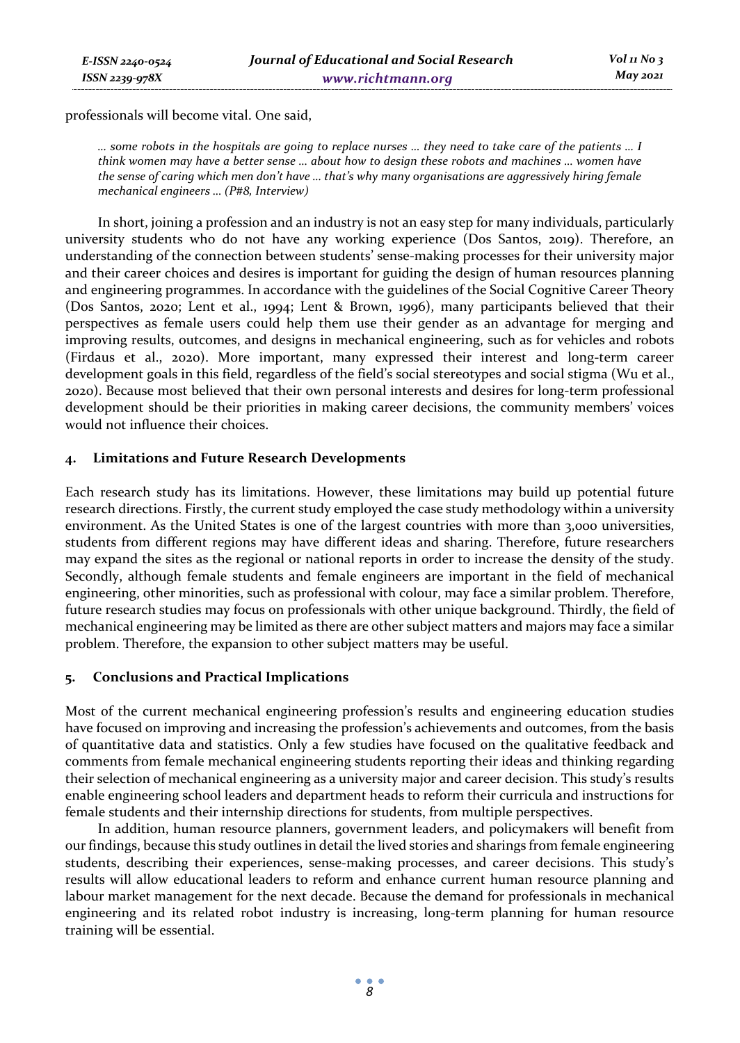professionals will become vital. One said,

> *… some robots in the hospitals are going to replace nurses … they need to take care of the patients … I think women may have a better sense … about how to design these robots and machines … women have the sense of caring which men don't have … that's why many organisations are aggressively hiring female mechanical engineers … (P#8, Interview)*

In short, joining a profession and an industry is not an easy step for many individuals, particularly university students who do not have any working experience (Dos Santos, 2019). Therefore, an understanding of the connection between students' sense-making processes for their university major and their career choices and desires is important for guiding the design of human resources planning and engineering programmes. In accordance with the guidelines of the Social Cognitive Career Theory (Dos Santos, 2020; Lent et al., 1994; Lent & Brown, 1996), many participants believed that their perspectives as female users could help them use their gender as an advantage for merging and improving results, outcomes, and designs in mechanical engineering, such as for vehicles and robots (Firdaus et al., 2020). More important, many expressed their interest and long-term career development goals in this field, regardless of the field's social stereotypes and social stigma (Wu et al., 2020). Because most believed that their own personal interests and desires for long-term professional development should be their priorities in making career decisions, the community members' voices would not influence their choices.

## 4. Limitations and Future Research Developments

Each research study has its limitations. However, these limitations may build up potential future research directions. Firstly, the current study employed the case study methodology within a university environment. As the United States is one of the largest countries with more than 3,000 universities, students from different regions may have different ideas and sharing. Therefore, future researchers may expand the sites as the regional or national reports in order to increase the density of the study. Secondly, although female students and female engineers are important in the field of mechanical engineering, other minorities, such as professional with colour, may face a similar problem. Therefore, future research studies may focus on professionals with other unique background. Thirdly, the field of mechanical engineering may be limited as there are other subject matters and majors may face a similar problem. Therefore, the expansion to other subject matters may be useful.

## 5. Conclusions and Practical Implications

Most of the current mechanical engineering profession's results and engineering education studies have focused on improving and increasing the profession's achievements and outcomes, from the basis of quantitative data and statistics. Only a few studies have focused on the qualitative feedback and comments from female mechanical engineering students reporting their ideas and thinking regarding their selection of mechanical engineering as a university major and career decision. This study's results enable engineering school leaders and department heads to reform their curricula and instructions for female students and their internship directions for students, from multiple perspectives.

In addition, human resource planners, government leaders, and policymakers will benefit from our findings, because this study outlines in detail the lived stories and sharings from female engineering students, describing their experiences, sense-making processes, and career decisions. This study's results will allow educational leaders to reform and enhance current human resource planning and labour market management for the next decade. Because the demand for professionals in mechanical engineering and its related robot industry is increasing, long-term planning for human resource training will be essential.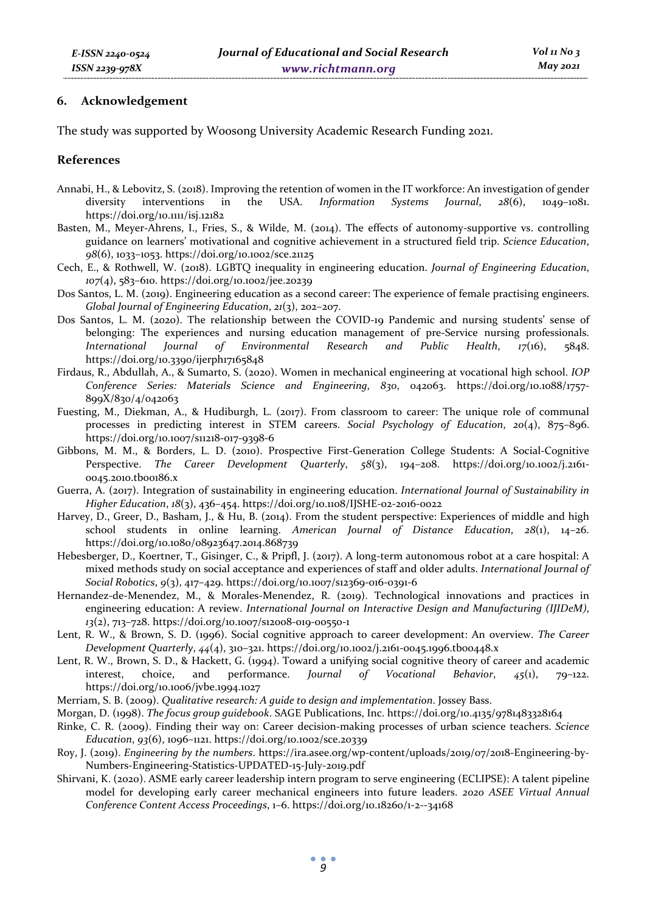## 6. Acknowledgement

The study was supported by Woosong University Academic Research Funding 2021.

## References

Annabi, H., & Lebovitz, S. (2018). Improving the retention of women in the IT workforce: An investigation of gender diversity interventions in the USA. *Information Systems Journal*, *28*(6), 1049–1081. https://doi.org/10.1111/isj.12182

Basten, M., Meyer-Ahrens, I., Fries, S., & Wilde, M. (2014). The effects of autonomy-supportive vs. controlling guidance on learners' motivational and cognitive achievement in a structured field trip. *Science Education*, *98*(6), 1033–1053. https://doi.org/10.1002/sce.21125

Cech, E., & Rothwell, W. (2018). LGBTQ inequality in engineering education. *Journal of Engineering Education*, *107*(4), 583–610. https://doi.org/10.1002/jee.20239

Dos Santos, L. M. (2019). Engineering education as a second career: The experience of female practising engineers. *Global Journal of Engineering Education*, *21*(3), 202–207.

Dos Santos, L. M. (2020). The relationship between the COVID-19 Pandemic and nursing students' sense of belonging: The experiences and nursing education management of pre-Service nursing professionals. *International Journal of Environmental Research and Public Health*, *17*(16), 5848. https://doi.org/10.3390/ijerph17165848

Firdaus, R., Abdullah, A., & Sumarto, S. (2020). Women in mechanical engineering at vocational high school. *IOP Conference Series: Materials Science and Engineering*, *830*, 042063. https://doi.org/10.1088/1757-899X/830/4/042063

Fuesting, M., Diekman, A., & Hudiburgh, L. (2017). From classroom to career: The unique role of communal processes in predicting interest in STEM careers. *Social Psychology of Education*, *20*(4), 875–896. https://doi.org/10.1007/s11218-017-9398-6

Gibbons, M. M., & Borders, L. D. (2010). Prospective First-Generation College Students: A Social-Cognitive Perspective. *The Career Development Quarterly*, *58*(3), 194–208. https://doi.org/10.1002/j.2161-0045.2010.tb00186.x

Guerra, A. (2017). Integration of sustainability in engineering education. *International Journal of Sustainability in Higher Education*, *18*(3), 436–454. https://doi.org/10.1108/IJSHE-02-2016-0022

Harvey, D., Greer, D., Basham, J., & Hu, B. (2014). From the student perspective: Experiences of middle and high school students in online learning. *American Journal of Distance Education*, *28*(1), 14–26. https://doi.org/10.1080/08923647.2014.868739

Hebesberger, D., Koertner, T., Gisinger, C., & Pripfl, J. (2017). A long-term autonomous robot at a care hospital: A mixed methods study on social acceptance and experiences of staff and older adults. *International Journal of Social Robotics*, *9*(3), 417–429. https://doi.org/10.1007/s12369-016-0391-6

Hernandez-de-Menendez, M., & Morales-Menendez, R. (2019). Technological innovations and practices in engineering education: A review. *International Journal on Interactive Design and Manufacturing (IJIDeM)*, *13*(2), 713–728. https://doi.org/10.1007/s12008-019-00550-1

Lent, R. W., & Brown, S. D. (1996). Social cognitive approach to career development: An overview. *The Career Development Quarterly*, *44*(4), 310–321. https://doi.org/10.1002/j.2161-0045.1996.tb00448.x

Lent, R. W., Brown, S. D., & Hackett, G. (1994). Toward a unifying social cognitive theory of career and academic interest, choice, and performance. *Journal of Vocational Behavior*, *45*(1), 79–122. https://doi.org/10.1006/jvbe.1994.1027

Merriam, S. B. (2009). *Qualitative research: A guide to design and implementation*. Jossey Bass.

Morgan, D. (1998). *The focus group guidebook*. SAGE Publications, Inc. https://doi.org/10.4135/9781483328164

Rinke, C. R. (2009). Finding their way on: Career decision-making processes of urban science teachers. *Science Education*, *93*(6), 1096–1121. https://doi.org/10.1002/sce.20339

Roy, J. (2019). *Engineering by the numbers*. https://ira.asee.org/wp-content/uploads/2019/07/2018-Engineering-by-Numbers-Engineering-Statistics-UPDATED-15-July-2019.pdf

Shirvani, K. (2020). ASME early career leadership intern program to serve engineering (ECLIPSE): A talent pipeline model for developing early career mechanical engineers into future leaders. *2020 ASEE Virtual Annual Conference Content Access Proceedings*, 1–6. https://doi.org/10.18260/1-2--34168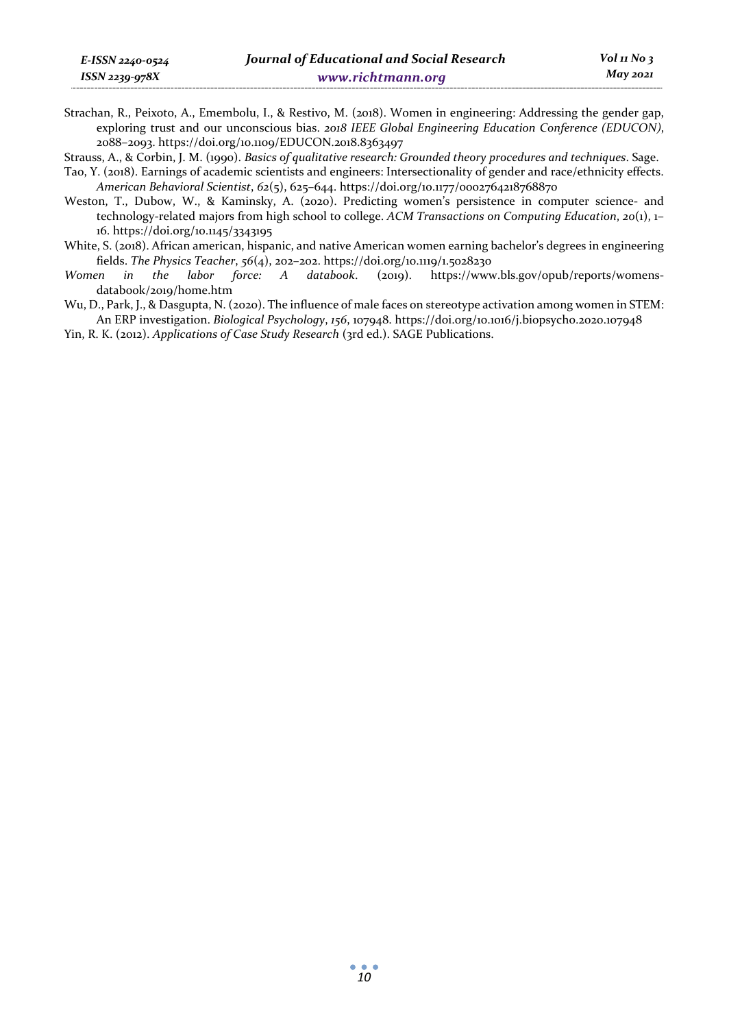Strachan, R., Peixoto, A., Emembolu, I., & Restivo, M. (2018). Women in engineering: Addressing the gender gap, exploring trust and our unconscious bias. *2018 IEEE Global Engineering Education Conference (EDUCON)*, 2088–2093. https://doi.org/10.1109/EDUCON.2018.8363497

Strauss, A., & Corbin, J. M. (1990). *Basics of qualitative research: Grounded theory procedures and techniques*. Sage.

Tao, Y. (2018). Earnings of academic scientists and engineers: Intersectionality of gender and race/ethnicity effects. *American Behavioral Scientist*, *62*(5), 625–644. https://doi.org/10.1177/0002764218768870

Weston, T., Dubow, W., & Kaminsky, A. (2020). Predicting women's persistence in computer science- and technology-related majors from high school to college. *ACM Transactions on Computing Education*, *20*(1), 1–16. https://doi.org/10.1145/3343195

White, S. (2018). African american, hispanic, and native American women earning bachelor's degrees in engineering fields. *The Physics Teacher*, *56*(4), 202–202. https://doi.org/10.1119/1.5028230

*Women in the labor force: A databook*. (2019). https://www.bls.gov/opub/reports/womens-databook/2019/home.htm

Wu, D., Park, J., & Dasgupta, N. (2020). The influence of male faces on stereotype activation among women in STEM: An ERP investigation. *Biological Psychology*, *156*, 107948. https://doi.org/10.1016/j.biopsycho.2020.107948

Yin, R. K. (2012). *Applications of Case Study Research* (3rd ed.). SAGE Publications.